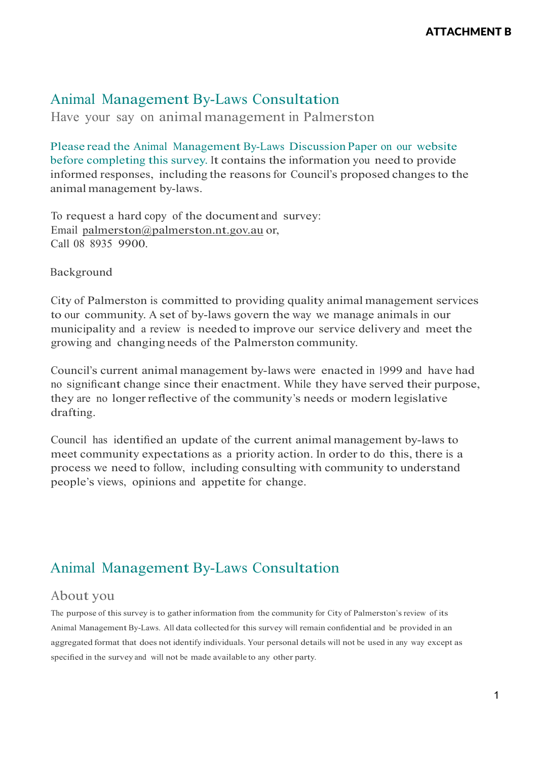ATTACHMENT B

# Animal Management By-Laws Consultation

Have your say on animal management in Palmerston

Please read the Animal Management By-Laws Discussion Paper on our website before completing this survey. It contains the information you need to provide informed responses, including the reasons for Council's proposed changes to the animal management by-laws.

To request a hard copy of the document and survey:
Email palmerston@palmerston.nt.gov.au or,
Call 08 8935 9900.

Background

City of Palmerston is committed to providing quality animal management services to our community. A set of by-laws govern the way we manage animals in our municipality and a review is needed to improve our service delivery and meet the growing and changing needs of the Palmerston community.

Council's current animal management by-laws were enacted in 1999 and have had no significant change since their enactment. While they have served their purpose, they are no longer reflective of the community's needs or modern legislative drafting.

Council has identified an update of the current animal management by-laws to meet community expectations as a priority action. In order to do this, there is a process we need to follow, including consulting with community to understand people's views, opinions and appetite for change.

# Animal Management By-Laws Consultation

## About you

The purpose of this survey is to gather information from the community for City of Palmerston's review of its Animal Management By-Laws. All data collected for this survey will remain confidential and be provided in an aggregated format that does not identify individuals. Your personal details will not be used in any way except as specified in the survey and will not be made available to any other party.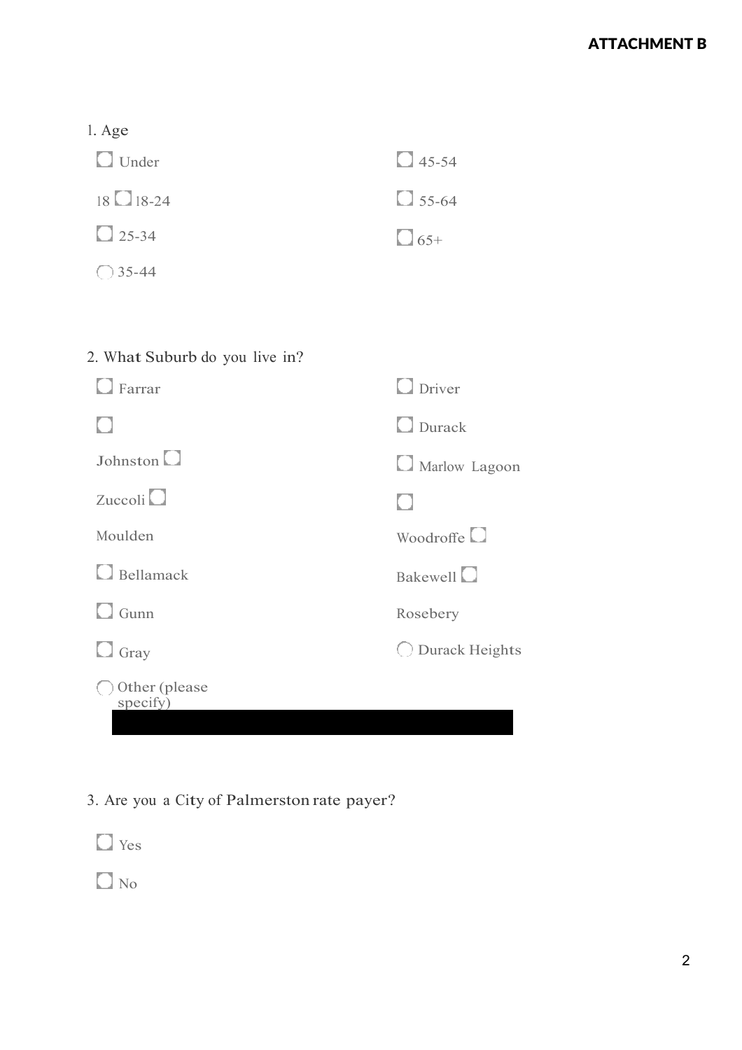**ATTACHMENT B**

1. Age

- ☐ Under 18
- ☐ 18-24
- ☐ 25-34
- ☐ 35-44
- ☐ 45-54
- ☐ 55-64
- ☐ 65+

2. What Suburb do you live in?

- ☐ Farrar
- ☐ Johnston
- ☐ Zuccoli
- ☐ Moulden
- ☐ Bellamack
- ☐ Gunn
- ☐ Gray
- ☐ Driver
- ☐ Durack
- ☐ Marlow Lagoon
- ☐ Woodroffe
- ☐ Bakewell
- ☐ Rosebery
- ☐ Durack Heights
- ☐ Other (please specify)

3. Are you a City of Palmerston rate payer?

- ☐ Yes
- ☐ No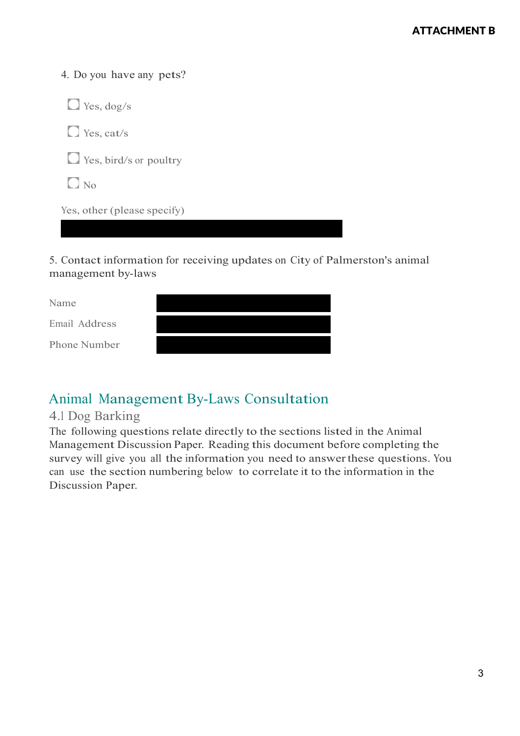4. Do you have any pets?

- [ ] Yes, dog/s
- [ ] Yes, cat/s
- [ ] Yes, bird/s or poultry
- [ ] No

Yes, other (please specify)

5. Contact information for receiving updates on City of Palmerston's animal management by-laws

| Name | |
| --- | --- |
| Email Address | |
| Phone Number | |

## Animal Management By-Laws Consultation

### 4.1 Dog Barking

The following questions relate directly to the sections listed in the Animal Management Discussion Paper. Reading this document before completing the survey will give you all the information you need to answer these questions. You can use the section numbering below to correlate it to the information in the Discussion Paper.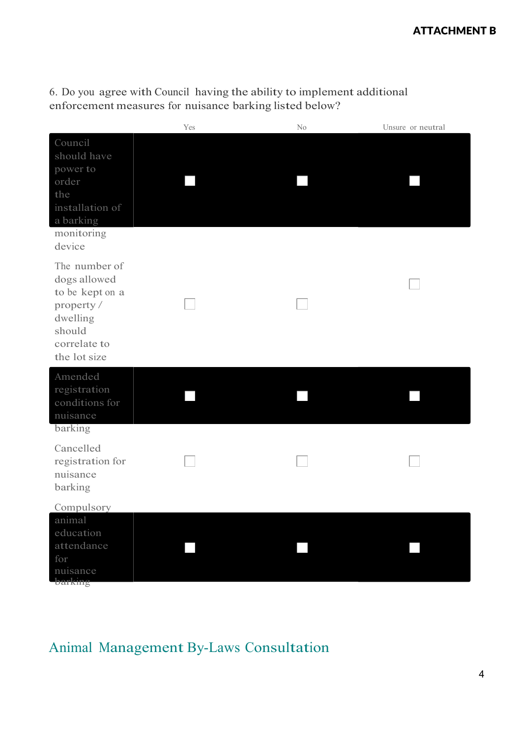6. Do you agree with Council having the ability to implement additional enforcement measures for nuisance barking listed below?

| | Yes | No | Unsure or neutral |
|---|---|---|---|
| Council should have power to order the installation of a barking monitoring device | ☐ | ☐ | ☐ |
| The number of dogs allowed to be kept on a property / dwelling should correlate to the lot size | ☐ | ☐ | ☐ |
| Amended registration conditions for nuisance barking | ☐ | ☐ | ☐ |
| Cancelled registration for nuisance barking | ☐ | ☐ | ☐ |
| Compulsory animal education attendance for nuisance barking | ☐ | ☐ | ☐ |

Animal Management By-Laws Consultation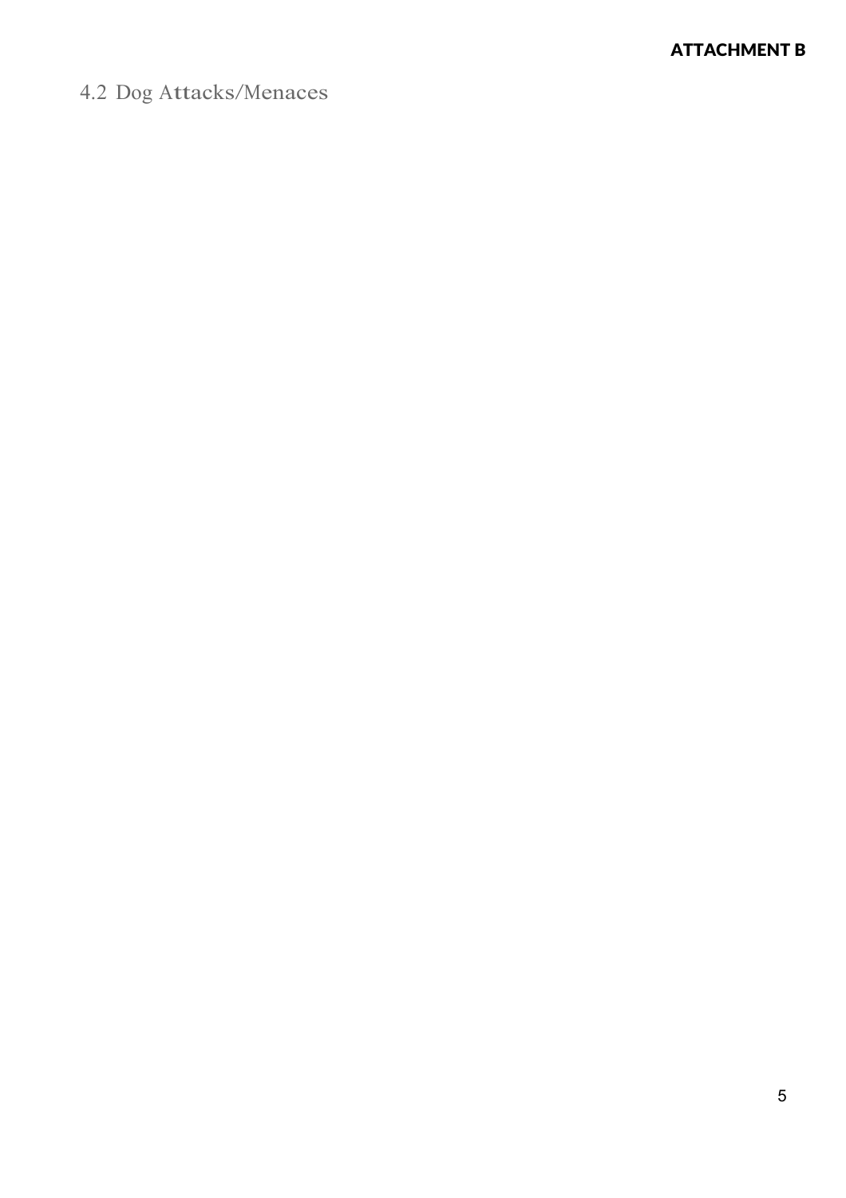**ATTACHMENT B**

## 4.2 Dog Attacks/Menaces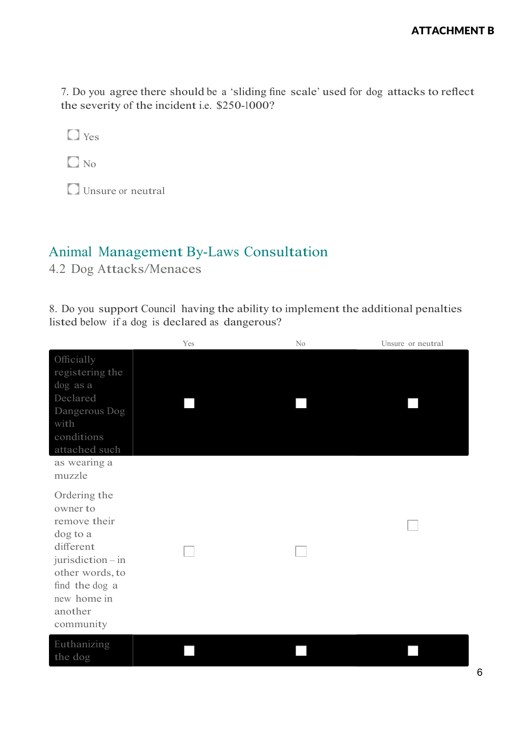**ATTACHMENT B**

7. Do you agree there should be a 'sliding fine scale' used for dog attacks to reflect the severity of the incident i.e. $250-1000?

- ☐ Yes
- ☐ No
- ☐ Unsure or neutral

## Animal Management By-Laws Consultation

### 4.2 Dog Attacks/Menaces

8. Do you support Council having the ability to implement the additional penalties listed below if a dog is declared as dangerous?

| | Yes | No | Unsure or neutral |
|---|---|---|---|
| Officially registering the dog as a Declared Dangerous Dog with conditions attached such as wearing a muzzle | ☐ | ☐ | ☐ |
| Ordering the owner to remove their dog to a different jurisdiction – in other words, to find the dog a new home in another community | ☐ | ☐ | ☐ |
| Euthanizing the dog | ☐ | ☐ | ☐ |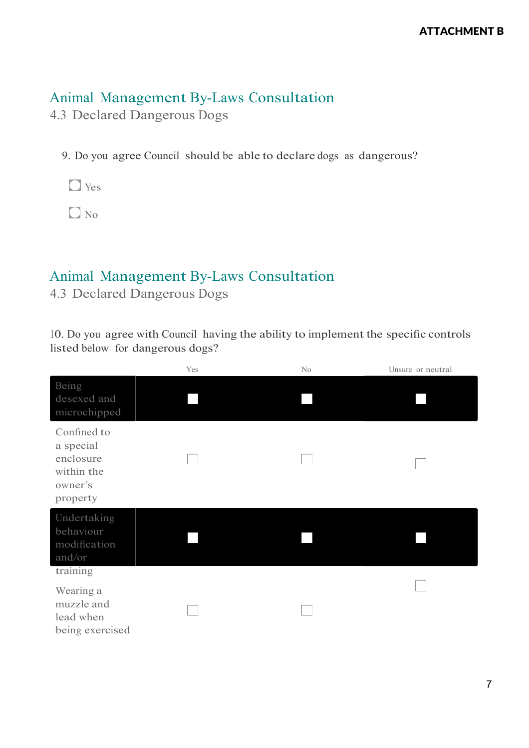ATTACHMENT B

# Animal Management By-Laws Consultation

## 4.3 Declared Dangerous Dogs

9. Do you agree Council should be able to declare dogs as dangerous?

- ☐ Yes
- ☐ No

# Animal Management By-Laws Consultation

## 4.3 Declared Dangerous Dogs

10. Do you agree with Council having the ability to implement the specific controls listed below for dangerous dogs?

| | Yes | No | Unsure or neutral |
|---|---|---|---|
| Being desexed and microchipped | ☐ | ☐ | ☐ |
| Confined to a special enclosure within the owner's property | ☐ | ☐ | ☐ |
| Undertaking behaviour modification and/or training | ☐ | ☐ | ☐ |
| Wearing a muzzle and lead when being exercised | ☐ | ☐ | ☐ |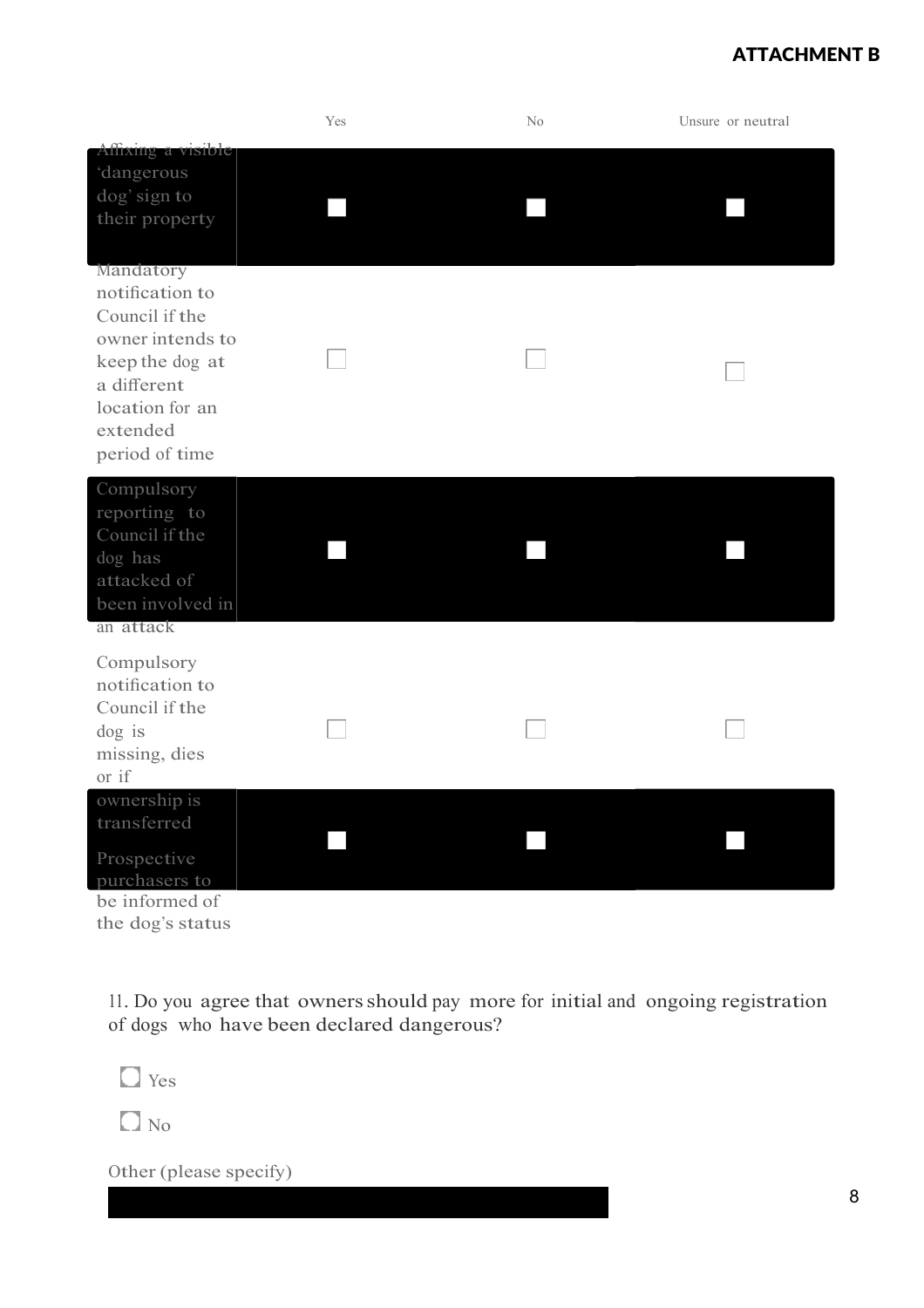**ATTACHMENT B**

| | Yes | No | Unsure or neutral |
|---|---|---|---|
| Affixing a visible 'dangerous dog' sign to their property | ☐ | ☐ | ☐ |
| Mandatory notification to Council if the owner intends to keep the dog at a different location for an extended period of time | ☐ | ☐ | ☐ |
| Compulsory reporting to Council if the dog has attacked of been involved in an attack | ☐ | ☐ | ☐ |
| Compulsory notification to Council if the dog is missing, dies or if ownership is transferred | ☐ | ☐ | ☐ |
| Prospective purchasers to be informed of the dog's status | ☐ | ☐ | ☐ |

11. Do you agree that owners should pay more for initial and ongoing registration of dogs who have been declared dangerous?

- ◯ Yes
- ◯ No

Other (please specify)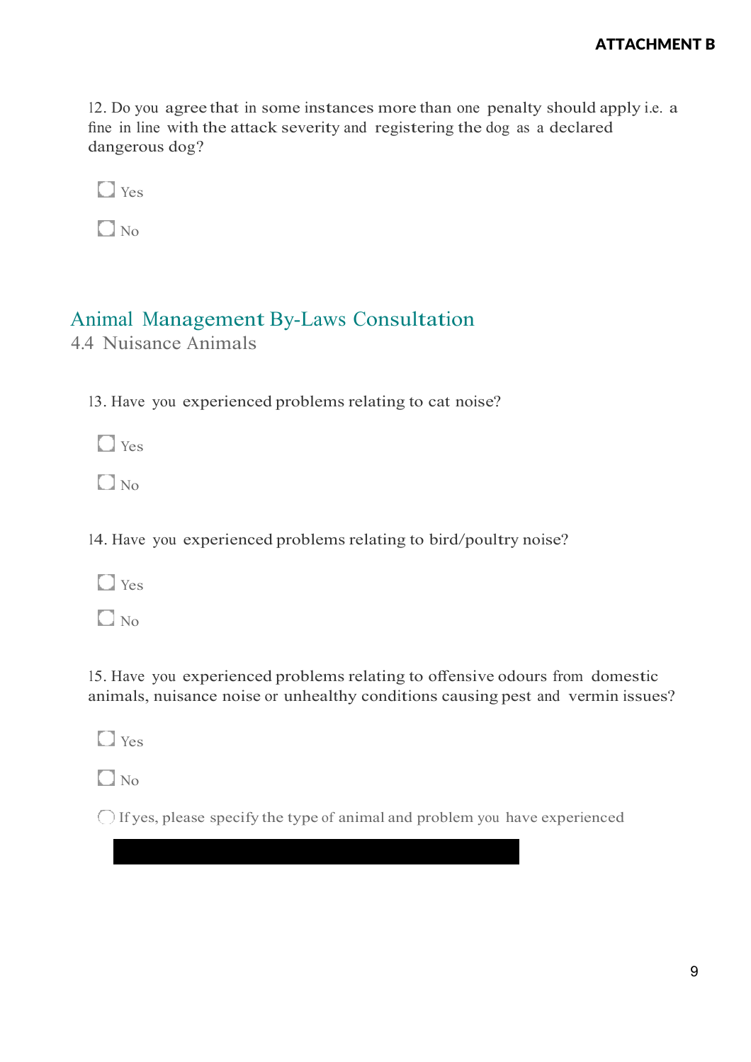12. Do you agree that in some instances more than one penalty should apply i.e. a fine in line with the attack severity and registering the dog as a declared dangerous dog?

- [ ] Yes
- [ ] No

## Animal Management By-Laws Consultation

### 4.4 Nuisance Animals

13. Have you experienced problems relating to cat noise?

- [ ] Yes
- [ ] No

14. Have you experienced problems relating to bird/poultry noise?

- [ ] Yes
- [ ] No

15. Have you experienced problems relating to offensive odours from domestic animals, nuisance noise or unhealthy conditions causing pest and vermin issues?

- [ ] Yes
- [ ] No
- [ ] If yes, please specify the type of animal and problem you have experienced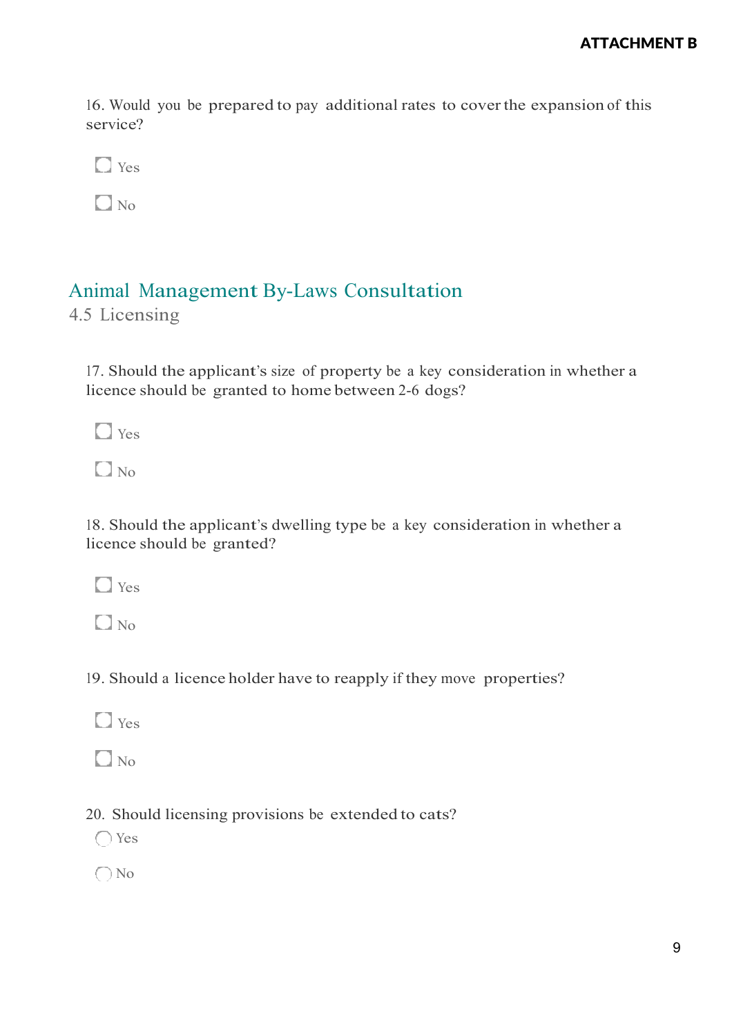16. Would you be prepared to pay additional rates to cover the expansion of this service?

- [ ] Yes
- [ ] No

## Animal Management By-Laws Consultation

### 4.5 Licensing

17. Should the applicant's size of property be a key consideration in whether a licence should be granted to home between 2-6 dogs?

- [ ] Yes
- [ ] No

18. Should the applicant's dwelling type be a key consideration in whether a licence should be granted?

- [ ] Yes
- [ ] No

19. Should a licence holder have to reapply if they move properties?

- [ ] Yes
- [ ] No

20. Should licensing provisions be extended to cats?

- ◯ Yes
- ◯ No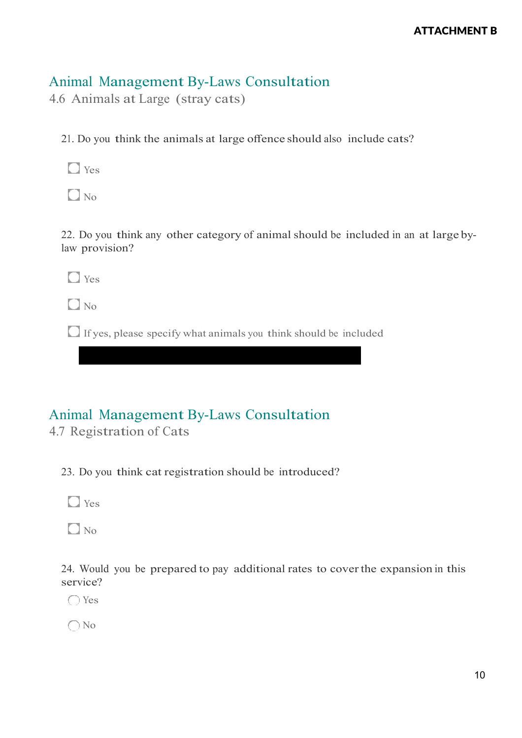**ATTACHMENT B**

## Animal Management By-Laws Consultation

4.6 Animals at Large (stray cats)

21. Do you think the animals at large offence should also include cats?

- Yes
- No

22. Do you think any other category of animal should be included in an at large by-law provision?

- Yes
- No
- If yes, please specify what animals you think should be included

## Animal Management By-Laws Consultation

4.7 Registration of Cats

23. Do you think cat registration should be introduced?

- Yes
- No

24. Would you be prepared to pay additional rates to cover the expansion in this service?

- Yes
- No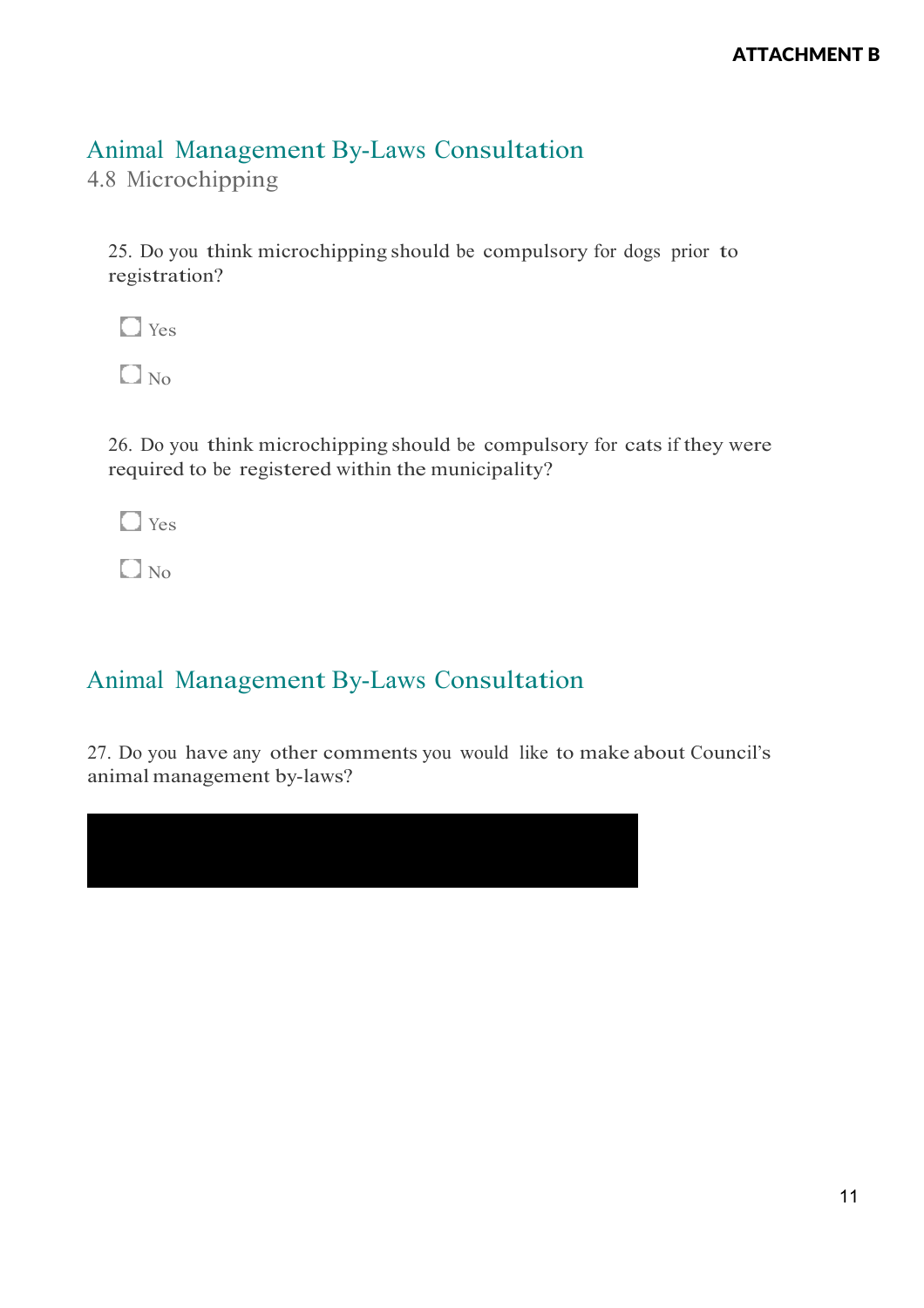## Animal Management By-Laws Consultation

4.8 Microchipping

25. Do you think microchipping should be compulsory for dogs prior to registration?

- [ ] Yes
- [ ] No

26. Do you think microchipping should be compulsory for cats if they were required to be registered within the municipality?

- [ ] Yes
- [ ] No

## Animal Management By-Laws Consultation

27. Do you have any other comments you would like to make about Council's animal management by-laws?